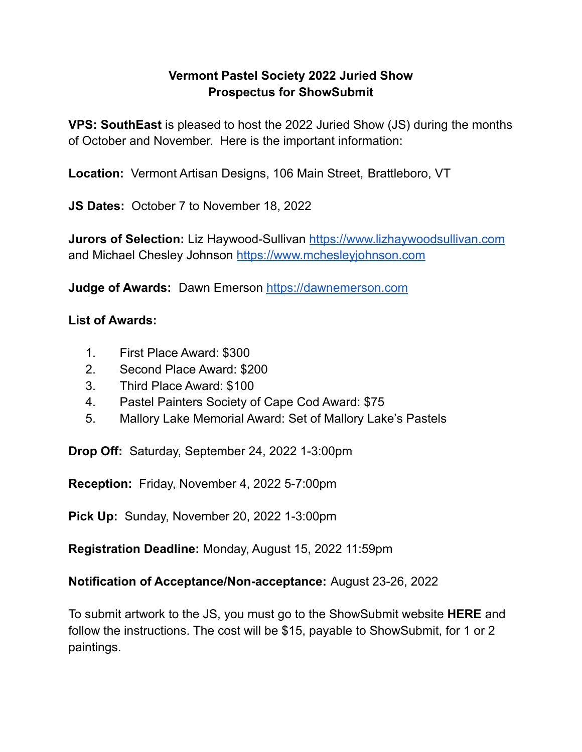# Vermont Pastel Society 2022 Juried Show
## Prospectus for ShowSubmit

**VPS: SouthEast** is pleased to host the 2022 Juried Show (JS) during the months of October and November. Here is the important information:

**Location:** Vermont Artisan Designs, 106 Main Street, Brattleboro, VT

**JS Dates:** October 7 to November 18, 2022

**Jurors of Selection:** Liz Haywood-Sullivan https://www.lizhaywoodsullivan.com and Michael Chesley Johnson https://www.mchesleyjohnson.com

**Judge of Awards:** Dawn Emerson https://dawnemerson.com

**List of Awards:**

1. First Place Award: $300
2. Second Place Award: $200
3. Third Place Award: $100
4. Pastel Painters Society of Cape Cod Award: $75
5. Mallory Lake Memorial Award: Set of Mallory Lake's Pastels

**Drop Off:** Saturday, September 24, 2022 1-3:00pm

**Reception:** Friday, November 4, 2022 5-7:00pm

**Pick Up:** Sunday, November 20, 2022 1-3:00pm

**Registration Deadline:** Monday, August 15, 2022 11:59pm

**Notification of Acceptance/Non-acceptance:** August 23-26, 2022

To submit artwork to the JS, you must go to the ShowSubmit website **HERE** and follow the instructions. The cost will be $15, payable to ShowSubmit, for 1 or 2 paintings.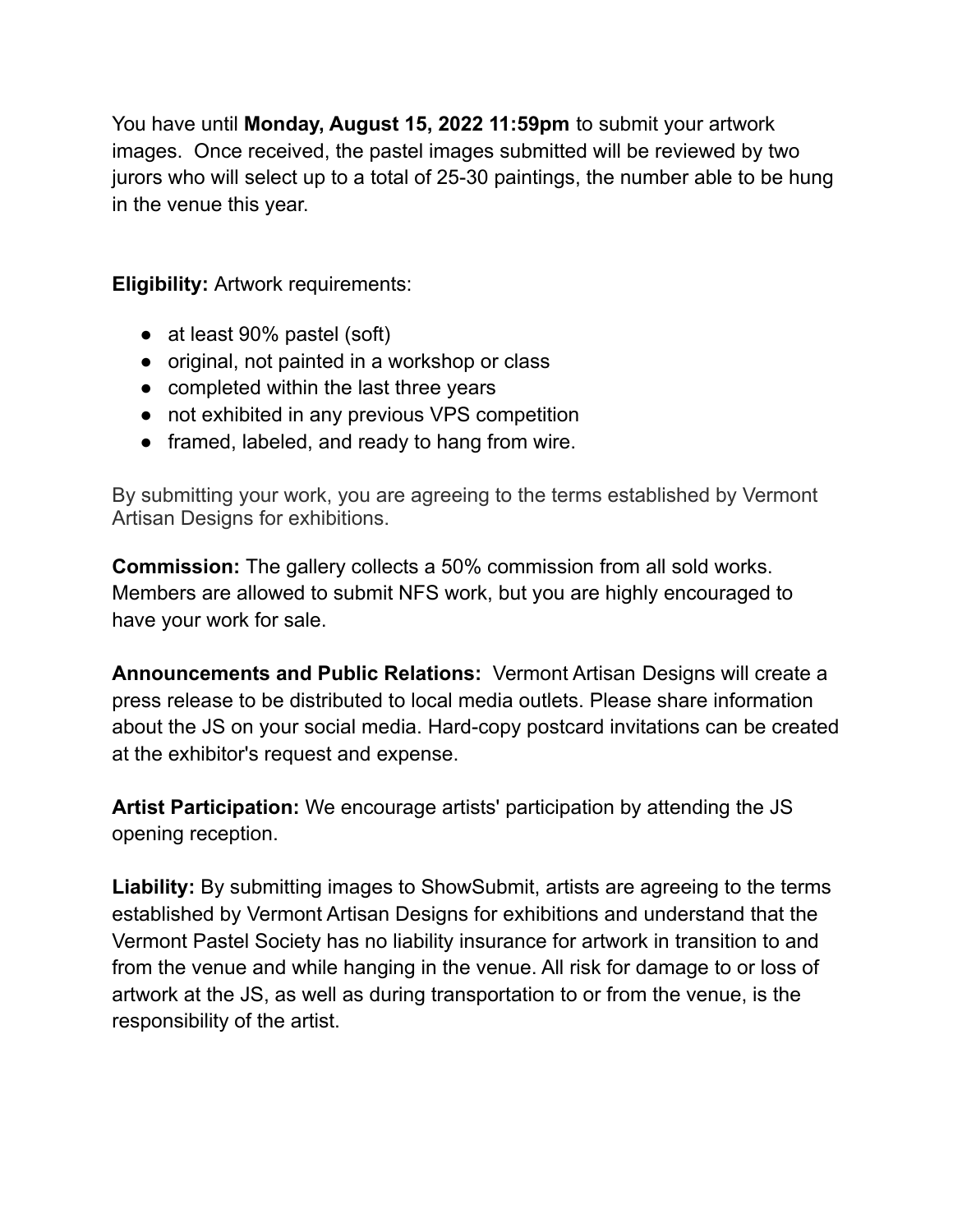You have until **Monday, August 15, 2022 11:59pm** to submit your artwork images. Once received, the pastel images submitted will be reviewed by two jurors who will select up to a total of 25-30 paintings, the number able to be hung in the venue this year.

**Eligibility:** Artwork requirements:

- at least 90% pastel (soft)
- original, not painted in a workshop or class
- completed within the last three years
- not exhibited in any previous VPS competition
- framed, labeled, and ready to hang from wire.

By submitting your work, you are agreeing to the terms established by Vermont Artisan Designs for exhibitions.

**Commission:** The gallery collects a 50% commission from all sold works. Members are allowed to submit NFS work, but you are highly encouraged to have your work for sale.

**Announcements and Public Relations:** Vermont Artisan Designs will create a press release to be distributed to local media outlets. Please share information about the JS on your social media. Hard-copy postcard invitations can be created at the exhibitor's request and expense.

**Artist Participation:** We encourage artists' participation by attending the JS opening reception.

**Liability:** By submitting images to ShowSubmit, artists are agreeing to the terms established by Vermont Artisan Designs for exhibitions and understand that the Vermont Pastel Society has no liability insurance for artwork in transition to and from the venue and while hanging in the venue. All risk for damage to or loss of artwork at the JS, as well as during transportation to or from the venue, is the responsibility of the artist.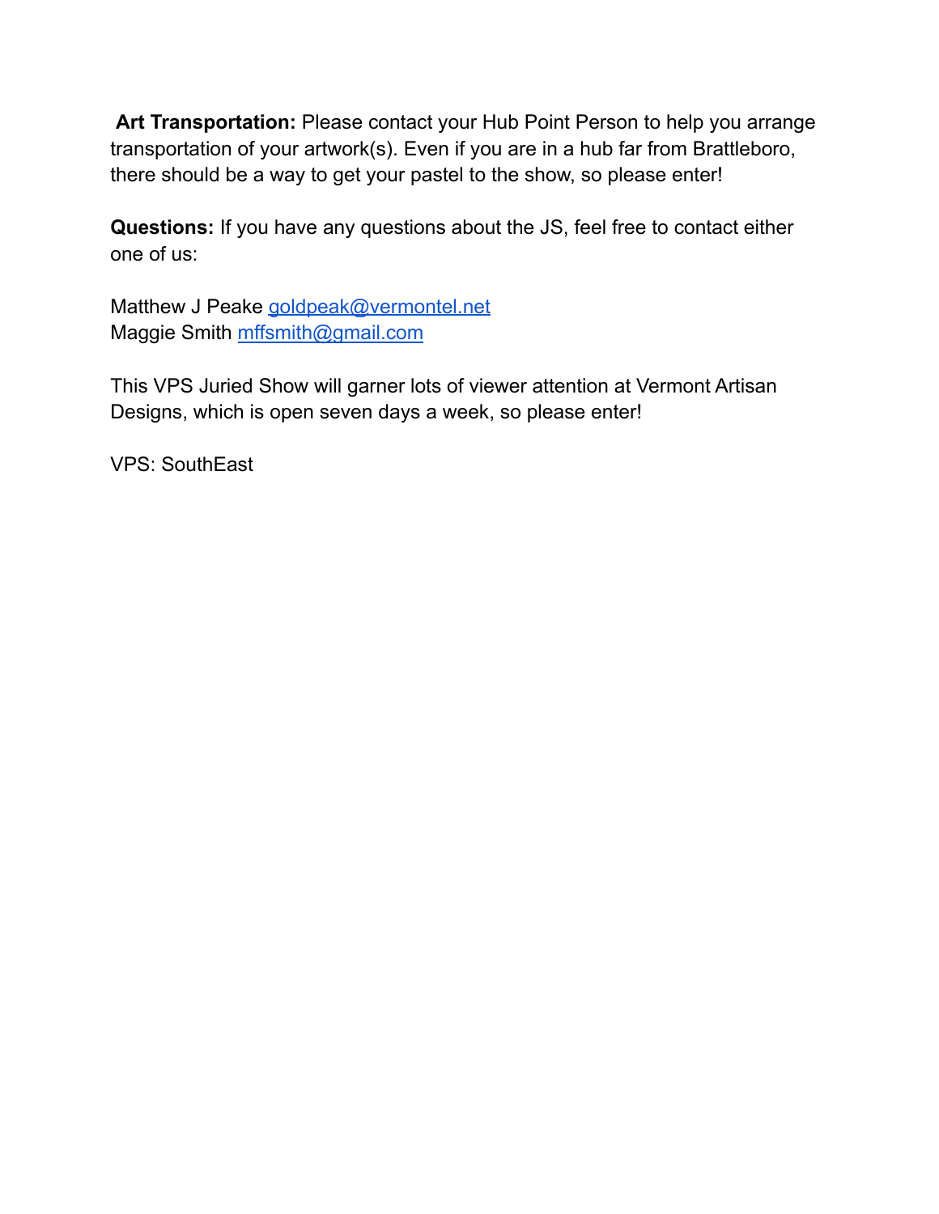**Art Transportation:** Please contact your Hub Point Person to help you arrange transportation of your artwork(s). Even if you are in a hub far from Brattleboro, there should be a way to get your pastel to the show, so please enter!

**Questions:** If you have any questions about the JS, feel free to contact either one of us:

Matthew J Peake goldpeak@vermontel.net
Maggie Smith mffsmith@gmail.com

This VPS Juried Show will garner lots of viewer attention at Vermont Artisan Designs, which is open seven days a week, so please enter!

VPS: SouthEast